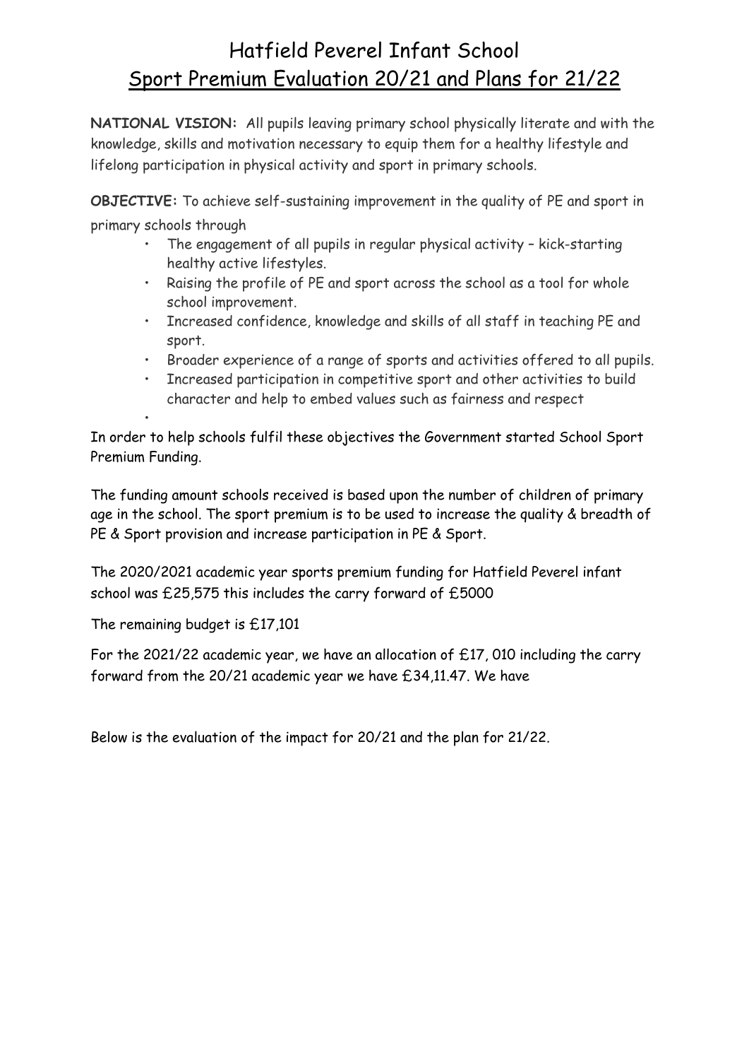# Hatfield Peverel Infant School

## Sport Premium Evaluation 20/21 and Plans for 21/22

**NATIONAL VISION:** All pupils leaving primary school physically literate and with the knowledge, skills and motivation necessary to equip them for a healthy lifestyle and lifelong participation in physical activity and sport in primary schools.

**OBJECTIVE:** To achieve self-sustaining improvement in the quality of PE and sport in primary schools through

- The engagement of all pupils in regular physical activity – kick-starting healthy active lifestyles.
- Raising the profile of PE and sport across the school as a tool for whole school improvement.
- Increased confidence, knowledge and skills of all staff in teaching PE and sport.
- Broader experience of a range of sports and activities offered to all pupils.
- Increased participation in competitive sport and other activities to build character and help to embed values such as fairness and respect
-

In order to help schools fulfil these objectives the Government started School Sport Premium Funding.

The funding amount schools received is based upon the number of children of primary age in the school. The sport premium is to be used to increase the quality & breadth of PE & Sport provision and increase participation in PE & Sport.

The 2020/2021 academic year sports premium funding for Hatfield Peverel infant school was £25,575 this includes the carry forward of £5000

The remaining budget is £17,101

For the 2021/22 academic year, we have an allocation of £17, 010 including the carry forward from the 20/21 academic year we have £34,11.47. We have

Below is the evaluation of the impact for 20/21 and the plan for 21/22.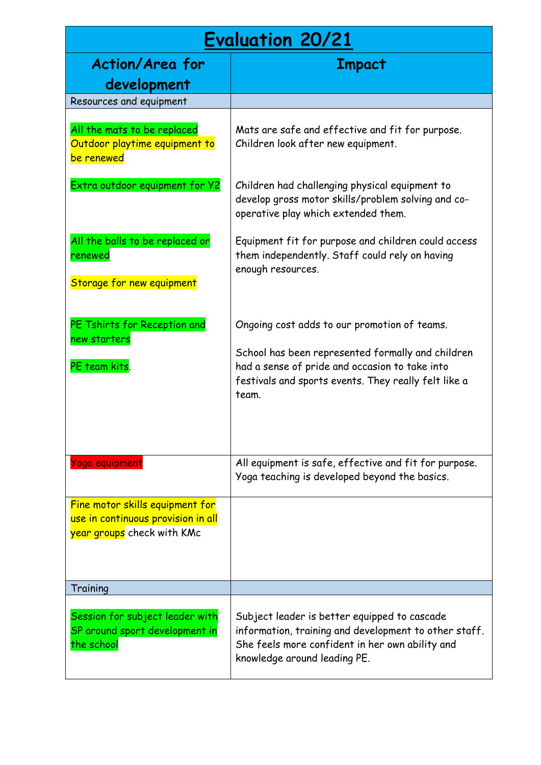| Evaluation 20/21 | |
|---|---|
| **Action/Area for development** | **Impact** |
| Resources and equipment | |
| All the mats to be replaced<br>Outdoor playtime equipment to be renewed | Mats are safe and effective and fit for purpose. Children look after new equipment. |
| Extra outdoor equipment for Y2 | Children had challenging physical equipment to develop gross motor skills/problem solving and co-operative play which extended them. |
| All the balls to be replaced or renewed<br><br>Storage for new equipment | Equipment fit for purpose and children could access them independently. Staff could rely on having enough resources. |
| PE Tshirts for Reception and new starters<br><br>PE team kits. | Ongoing cost adds to our promotion of teams.<br><br>School has been represented formally and children had a sense of pride and occasion to take into festivals and sports events. They really felt like a team. |
| Yoga equipment | All equipment is safe, effective and fit for purpose. Yoga teaching is developed beyond the basics. |
| Fine motor skills equipment for use in continuous provision in all year groups check with KMc | |
| Training | |
| Session for subject leader with SP around sport development in the school | Subject leader is better equipped to cascade information, training and development to other staff. She feels more confident in her own ability and knowledge around leading PE. |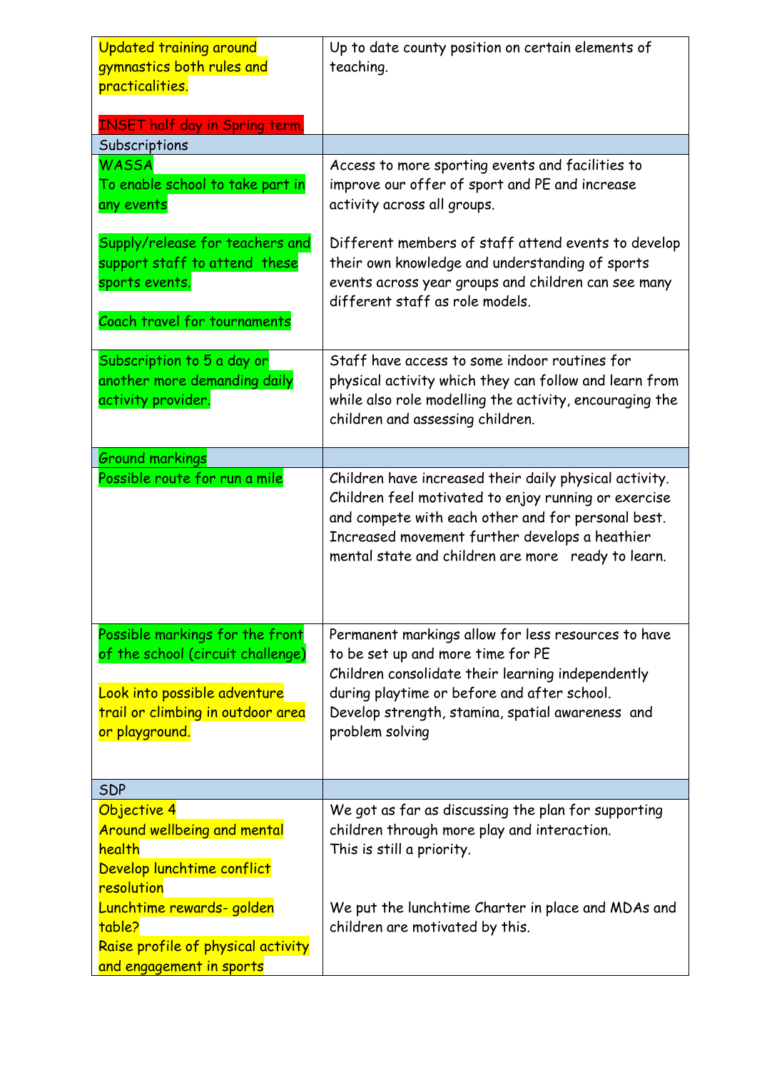| | |
|---|---|
| Updated training around gymnastics both rules and practicalities.<br><br>INSET half day in Spring term. | Up to date county position on certain elements of teaching. |
| Subscriptions | |
| WASSA<br>To enable school to take part in any events<br><br>Supply/release for teachers and support staff to attend these sports events.<br><br>Coach travel for tournaments | Access to more sporting events and facilities to improve our offer of sport and PE and increase activity across all groups.<br><br>Different members of staff attend events to develop their own knowledge and understanding of sports events across year groups and children can see many different staff as role models. |
| Subscription to 5 a day or another more demanding daily activity provider. | Staff have access to some indoor routines for physical activity which they can follow and learn from while also role modelling the activity, encouraging the children and assessing children. |
| Ground markings | |
| Possible route for run a mile | Children have increased their daily physical activity. Children feel motivated to enjoy running or exercise and compete with each other and for personal best. Increased movement further develops a heathier mental state and children are more ready to learn. |
| Possible markings for the front of the school (circuit challenge)<br><br>Look into possible adventure trail or climbing in outdoor area or playground. | Permanent markings allow for less resources to have to be set up and more time for PE<br>Children consolidate their learning independently during playtime or before and after school.<br>Develop strength, stamina, spatial awareness and problem solving |
| SDP | |
| Objective 4<br>Around wellbeing and mental health<br>Develop lunchtime conflict resolution<br>Lunchtime rewards- golden table?<br>Raise profile of physical activity and engagement in sports | We got as far as discussing the plan for supporting children through more play and interaction.<br>This is still a priority.<br><br>We put the lunchtime Charter in place and MDAs and children are motivated by this. |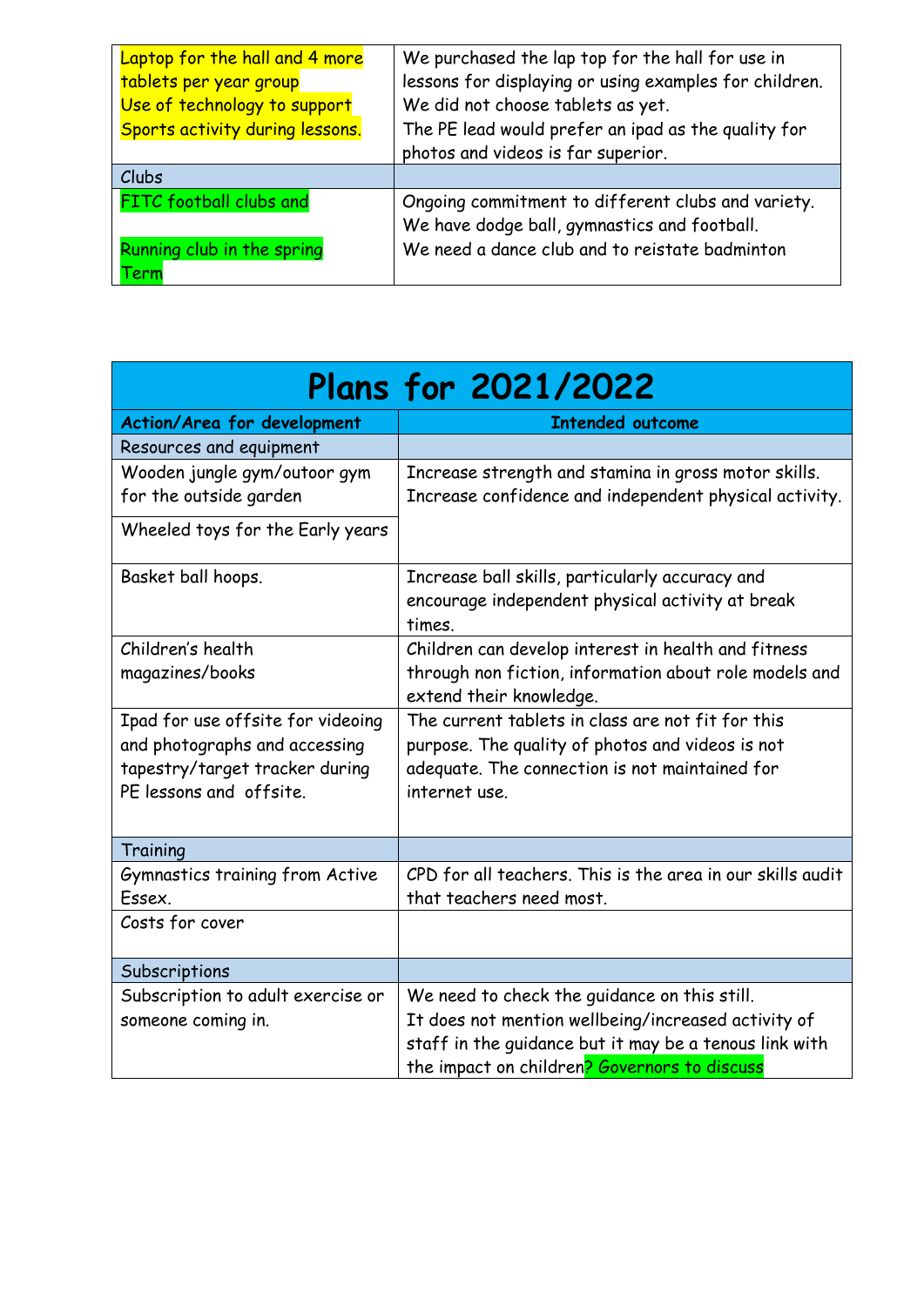| | |
|---|---|
| Laptop for the hall and 4 more tablets per year group<br>Use of technology to support Sports activity during lessons. | We purchased the lap top for the hall for use in lessons for displaying or using examples for children.<br>We did not choose tablets as yet.<br>The PE lead would prefer an ipad as the quality for photos and videos is far superior. |
| Clubs | |
| FITC football clubs and<br><br>Running club in the spring Term | Ongoing commitment to different clubs and variety.<br>We have dodge ball, gymnastics and football.<br>We need a dance club and to reistate badminton |

# Plans for 2021/2022

| Action/Area for development | Intended outcome |
|---|---|
| Resources and equipment | |
| Wooden jungle gym/outoor gym for the outside garden | Increase strength and stamina in gross motor skills.<br>Increase confidence and independent physical activity. |
| Wheeled toys for the Early years | |
| Basket ball hoops. | Increase ball skills, particularly accuracy and encourage independent physical activity at break times. |
| Children's health magazines/books | Children can develop interest in health and fitness through non fiction, information about role models and extend their knowledge. |
| Ipad for use offsite for videoing and photographs and accessing tapestry/target tracker during PE lessons and offsite. | The current tablets in class are not fit for this purpose. The quality of photos and videos is not adequate. The connection is not maintained for internet use. |
| Training | |
| Gymnastics training from Active Essex. | CPD for all teachers. This is the area in our skills audit that teachers need most. |
| Costs for cover | |
| Subscriptions | |
| Subscription to adult exercise or someone coming in. | We need to check the guidance on this still.<br>It does not mention wellbeing/increased activity of staff in the guidance but it may be a tenous link with the impact on children? Governors to discuss |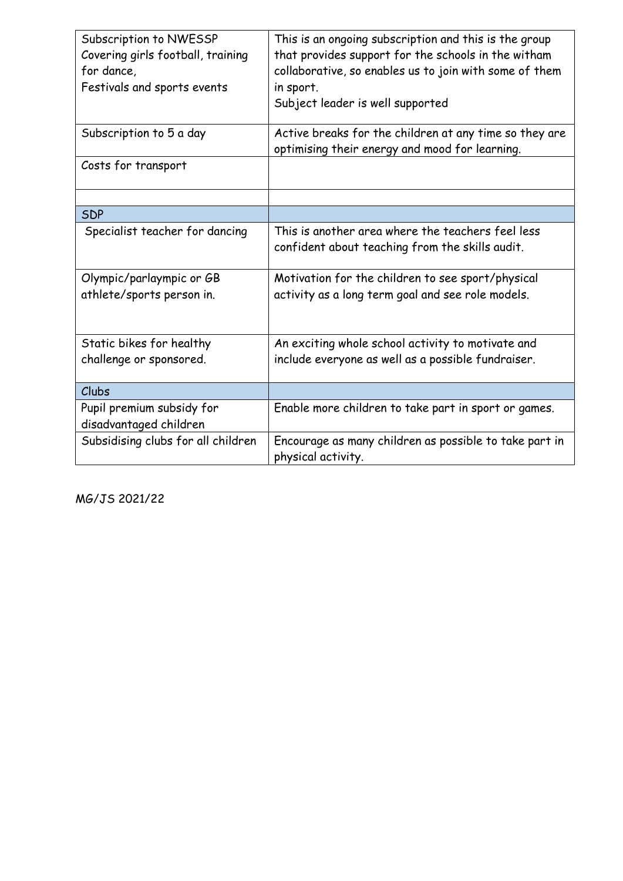| | |
|---|---|
| Subscription to NWESSP<br>Covering girls football, training for dance,<br>Festivals and sports events | This is an ongoing subscription and this is the group that provides support for the schools in the witham collaborative, so enables us to join with some of them in sport.<br>Subject leader is well supported |
| Subscription to 5 a day | Active breaks for the children at any time so they are optimising their energy and mood for learning. |
| Costs for transport | |
| | |
| SDP | |
| Specialist teacher for dancing | This is another area where the teachers feel less confident about teaching from the skills audit. |
| Olympic/parlaympic or GB athlete/sports person in. | Motivation for the children to see sport/physical activity as a long term goal and see role models. |
| Static bikes for healthy challenge or sponsored. | An exciting whole school activity to motivate and include everyone as well as a possible fundraiser. |
| Clubs | |
| Pupil premium subsidy for disadvantaged children | Enable more children to take part in sport or games. |
| Subsidising clubs for all children | Encourage as many children as possible to take part in physical activity. |

MG/JS 2021/22